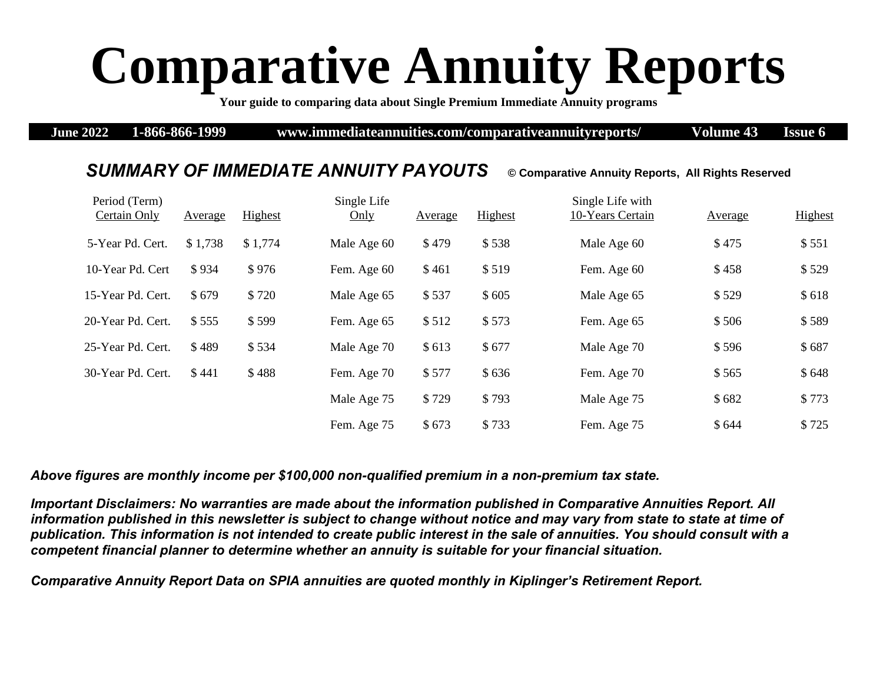# Comparative Annuity Reports

**Your guide to comparing data about Single Premium Immediate Annuity programs**

**June 2022 | 1-866-866-1999 | www.immediateannuities.com/comparativeannuityreports/ | Volume 43 | Issue 6**

## *SUMMARY OF IMMEDIATE ANNUITY PAYOUTS*

**© Comparative Annuity Reports, All Rights Reserved**

| Period (Term) Certain Only | Average | Highest | Single Life Only | Average | Highest | Single Life with 10-Years Certain | Average | Highest |
|---|---|---|---|---|---|---|---|---|
| 5-Year Pd. Cert. | $ 1,738 | $ 1,774 | Male Age 60 | $ 479 | $ 538 | Male Age 60 | $ 475 | $ 551 |
| 10-Year Pd. Cert | $ 934 | $ 976 | Fem. Age 60 | $ 461 | $ 519 | Fem. Age 60 | $ 458 | $ 529 |
| 15-Year Pd. Cert. | $ 679 | $ 720 | Male Age 65 | $ 537 | $ 605 | Male Age 65 | $ 529 | $ 618 |
| 20-Year Pd. Cert. | $ 555 | $ 599 | Fem. Age 65 | $ 512 | $ 573 | Fem. Age 65 | $ 506 | $ 589 |
| 25-Year Pd. Cert. | $ 489 | $ 534 | Male Age 70 | $ 613 | $ 677 | Male Age 70 | $ 596 | $ 687 |
| 30-Year Pd. Cert. | $ 441 | $ 488 | Fem. Age 70 | $ 577 | $ 636 | Fem. Age 70 | $ 565 | $ 648 |
| | | | Male Age 75 | $ 729 | $ 793 | Male Age 75 | $ 682 | $ 773 |
| | | | Fem. Age 75 | $ 673 | $ 733 | Fem. Age 75 | $ 644 | $ 725 |

***Above figures are monthly income per $100,000 non-qualified premium in a non-premium tax state.***

***Important Disclaimers: No warranties are made about the information published in Comparative Annuities Report. All information published in this newsletter is subject to change without notice and may vary from state to state at time of publication. This information is not intended to create public interest in the sale of annuities. You should consult with a competent financial planner to determine whether an annuity is suitable for your financial situation.***

***Comparative Annuity Report Data on SPIA annuities are quoted monthly in Kiplinger's Retirement Report.***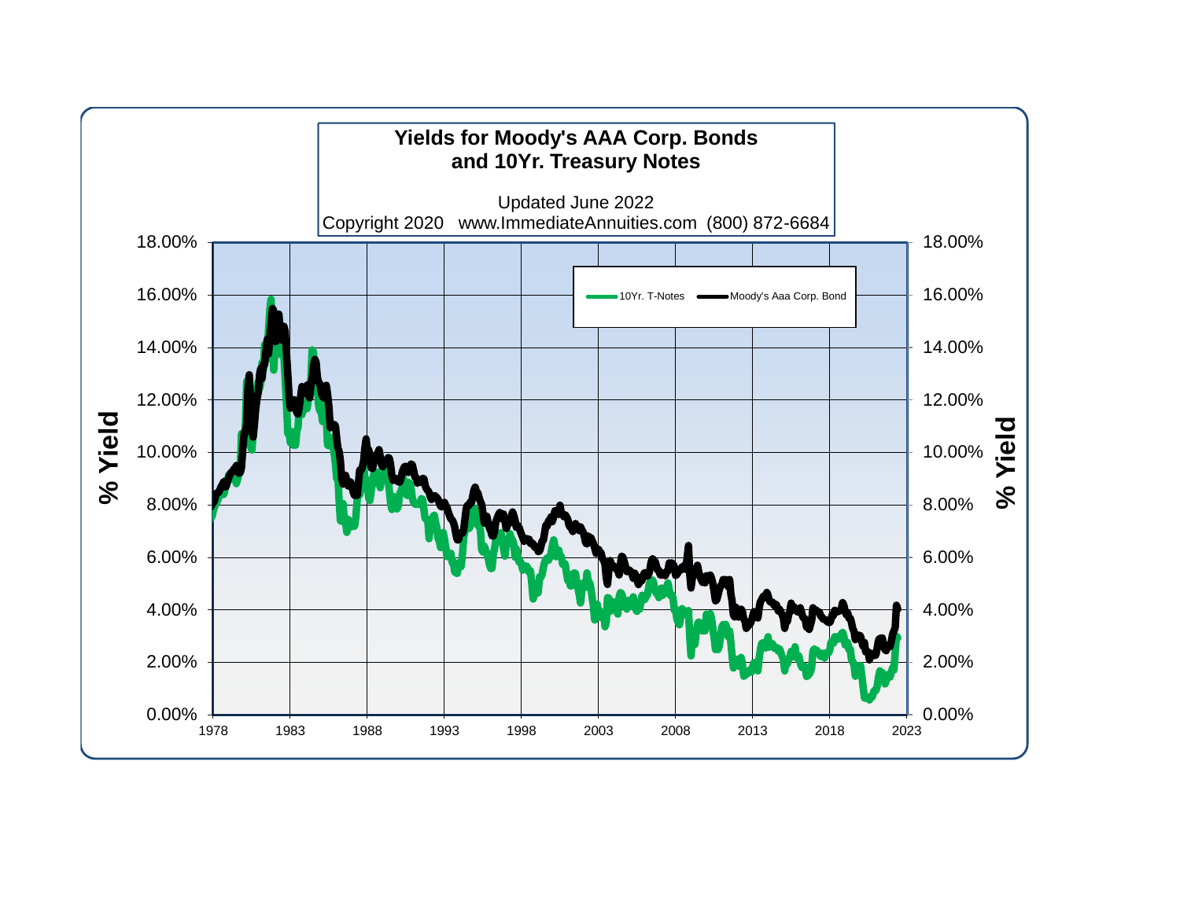**Yields for Moody's AAA Corp. Bonds and 10Yr. Treasury Notes**

Updated June 2022

Copyright 2020   www.ImmediateAnnuities.com  (800) 872-6684

Legend: 10Yr. T-Notes; Moody's Aaa Corp. Bond

Y-axis (left and right): % Yield — 0.00%, 2.00%, 4.00%, 6.00%, 8.00%, 10.00%, 12.00%, 14.00%, 16.00%, 18.00%

X-axis: 1978, 1983, 1988, 1993, 1998, 2003, 2008, 2013, 2018, 2023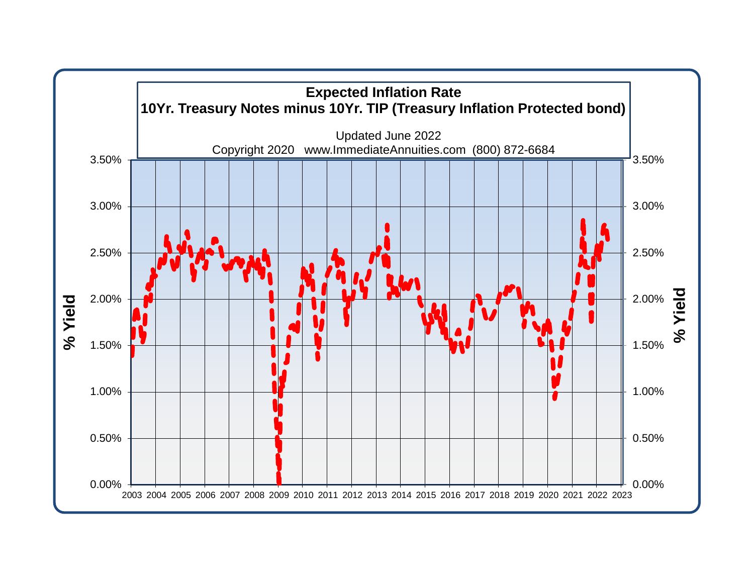**Expected Inflation Rate**

**10Yr. Treasury Notes minus 10Yr. TIP (Treasury Inflation Protected bond)**

Updated June 2022

Copyright 2020 www.ImmediateAnnuities.com (800) 872-6684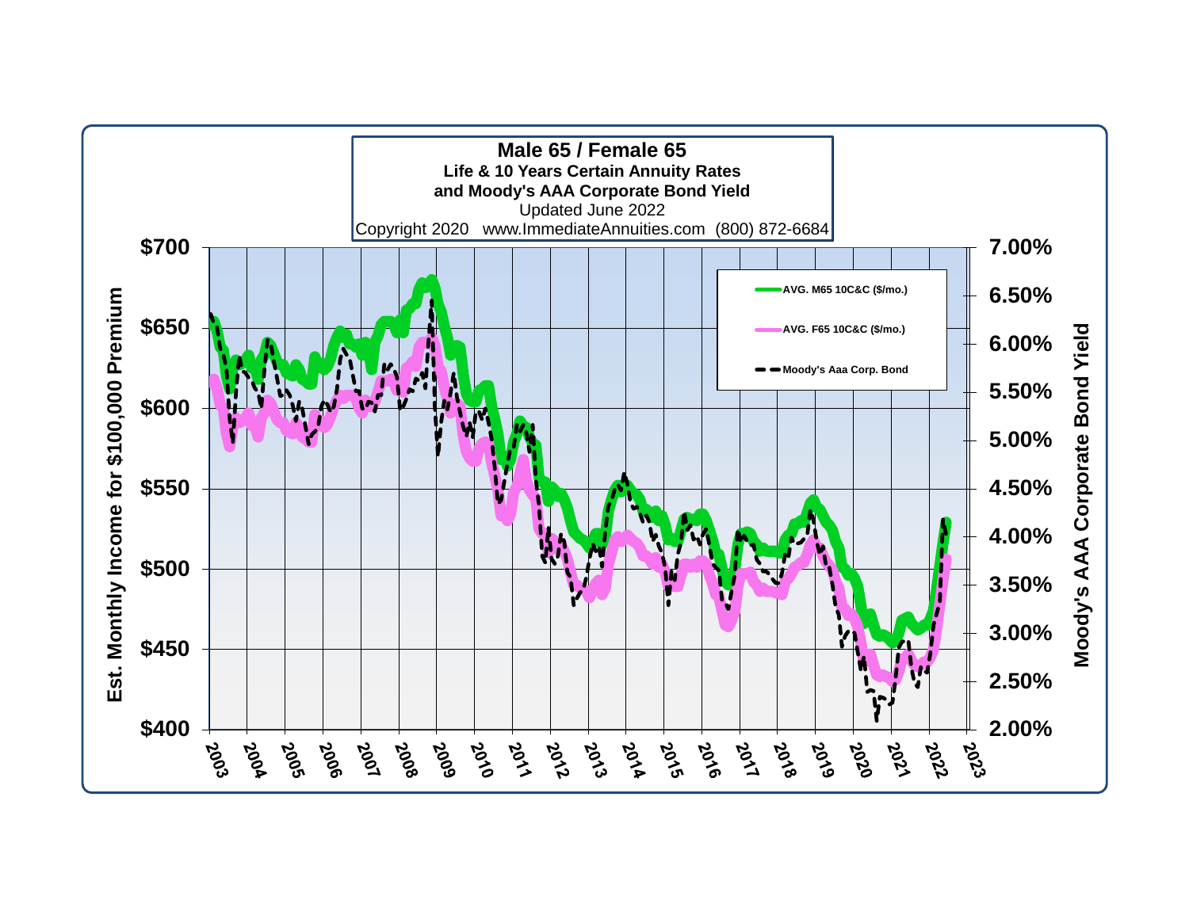# Male 65 / Female 65

**Life & 10 Years Certain Annuity Rates**

**and Moody's AAA Corporate Bond Yield**

Updated June 2022

Copyright 2020 www.ImmediateAnnuities.com (800) 872-6684

Est. Monthly Income for $100,000 Premium: $700, $650, $600, $550, $500, $450, $400

Moody's AAA Corporate Bond Yield: 7.00%, 6.50%, 6.00%, 5.50%, 5.00%, 4.50%, 4.00%, 3.50%, 3.00%, 2.50%, 2.00%

Years: 2003, 2004, 2005, 2006, 2007, 2008, 2009, 2010, 2011, 2012, 2013, 2014, 2015, 2016, 2017, 2018, 2019, 2020, 2021, 2022, 2023

- AVG. M65 10C&C ($/mo.)
- AVG. F65 10C&C ($/mo.)
- Moody's Aaa Corp. Bond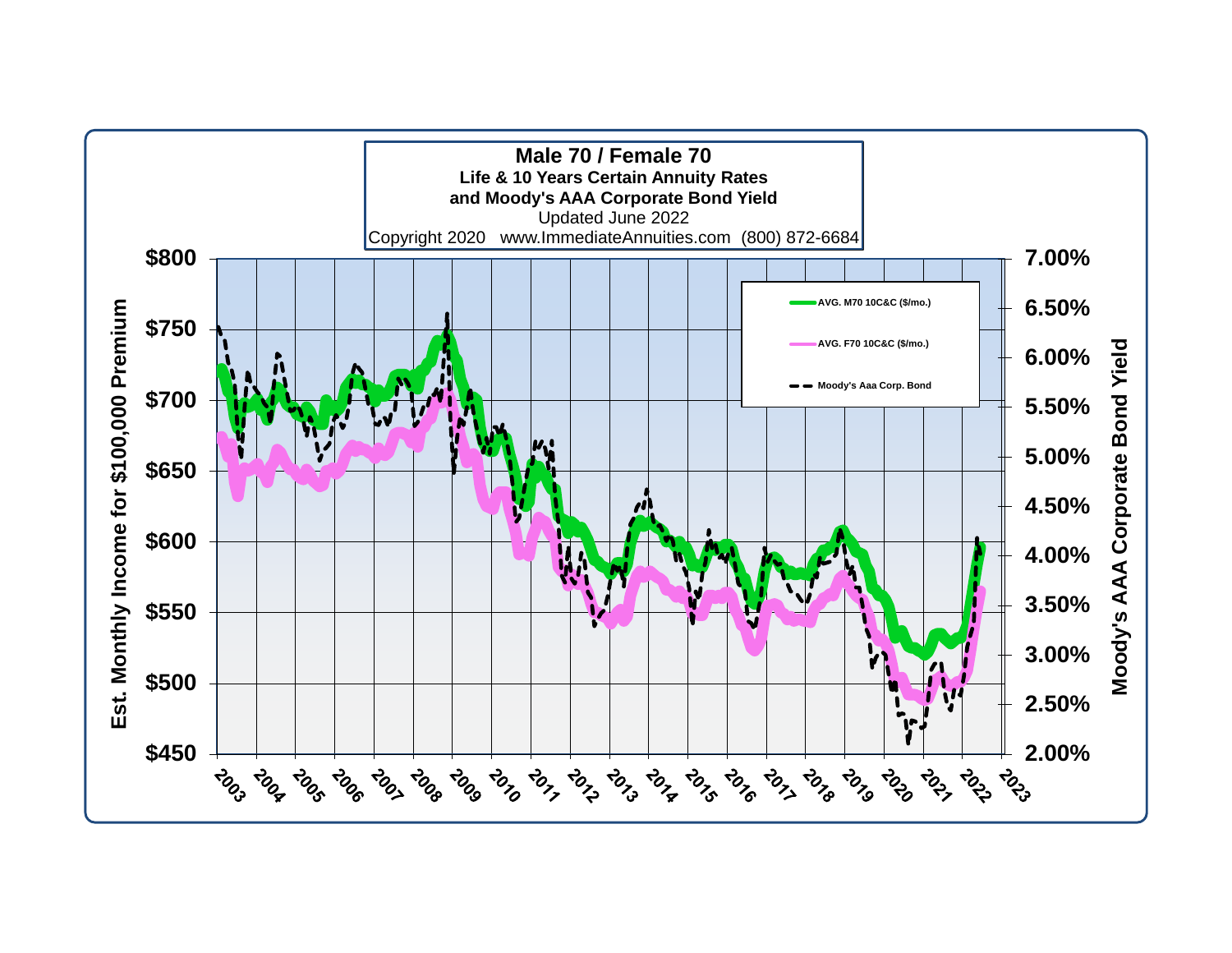**Male 70 / Female 70**

**Life & 10 Years Certain Annuity Rates**

**and Moody's AAA Corporate Bond Yield**

Updated June 2022

Copyright 2020   www.ImmediateAnnuities.com   (800) 872-6684

- AVG. M70 10C&C ($/mo.)
- AVG. F70 10C&C ($/mo.)
- Moody's Aaa Corp. Bond

Left axis: **Est. Monthly Income for $100,000 Premium** ($450 – $800)

Right axis: **Moody's AAA Corporate Bond Yield** (2.00% – 7.00%)

Horizontal axis: 2003 – 2023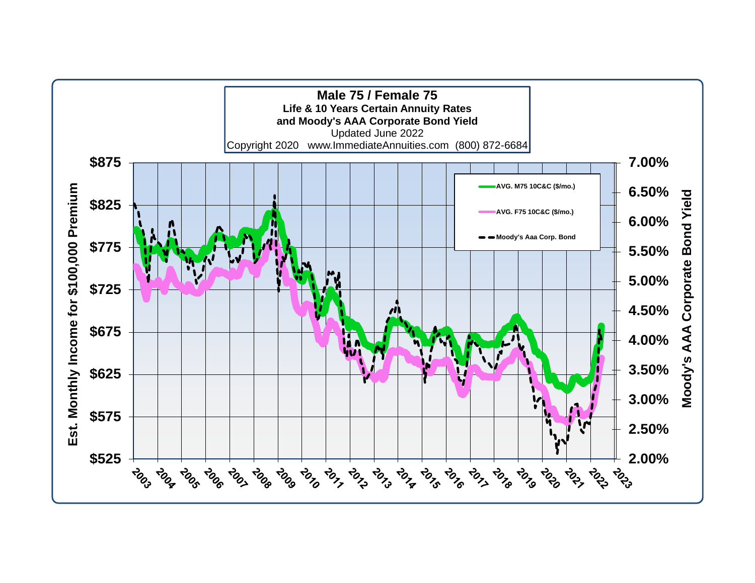**Male 75 / Female 75**

**Life & 10 Years Certain Annuity Rates**

**and Moody's AAA Corporate Bond Yield**

Updated June 2022

Copyright 2020 www.ImmediateAnnuities.com (800) 872-6684

AVG. M75 10C&C ($/mo.)

AVG. F75 10C&C ($/mo.)

Moody's Aaa Corp. Bond

Est. Monthly Income for $100,000 Premium

$875
$825
$775
$725
$675
$625
$575
$525

Moody's AAA Corporate Bond Yield

7.00%
6.50%
6.00%
5.50%
5.00%
4.50%
4.00%
3.50%
3.00%
2.50%
2.00%

2003 2004 2005 2006 2007 2008 2009 2010 2011 2012 2013 2014 2015 2016 2017 2018 2019 2020 2021 2022 2023